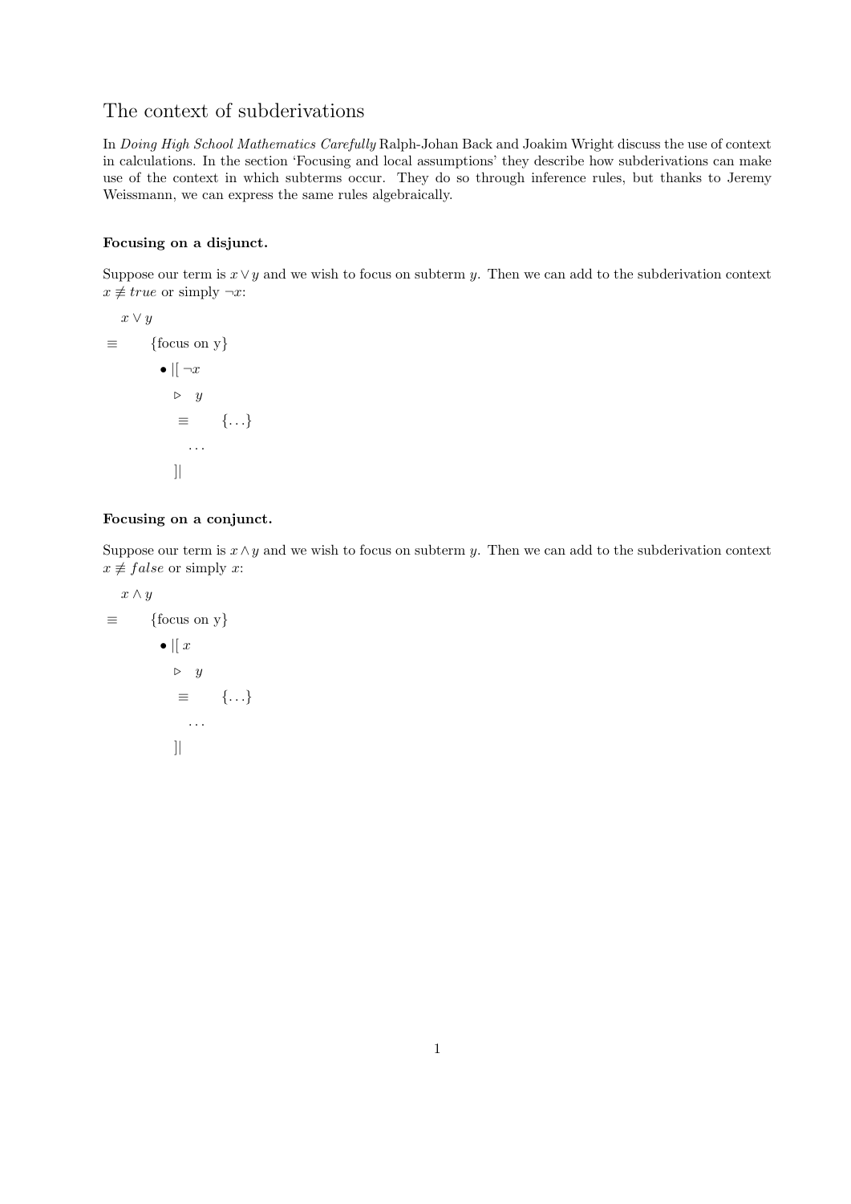# The context of subderivations

In *Doing High School Mathematics Carefully* Ralph-Johan Back and Joakim Wright discuss the use of context in calculations. In the section 'Focusing and local assumptions' they describe how subderivations can make use of the context in which subterms occur. They do so through inference rules, but thanks to Jeremy Weissmann, we can express the same rules algebraically.

**Focusing on a disjunct.**

Suppose our term is $x \vee y$ and we wish to focus on subterm $y$. Then we can add to the subderivation context $x \not\equiv true$ or simply $\neg x$:

$x \vee y$

$\equiv$ {focus on y}

- $|[\ \neg x$

  $\triangleright\ \ y$

  $\equiv$ {...}

  ...

  $]|$

**Focusing on a conjunct.**

Suppose our term is $x \wedge y$ and we wish to focus on subterm $y$. Then we can add to the subderivation context $x \not\equiv false$ or simply $x$:

$x \wedge y$

$\equiv$ {focus on y}

- $|[\ x$

  $\triangleright\ \ y$

  $\equiv$ {...}

  ...

  $]|$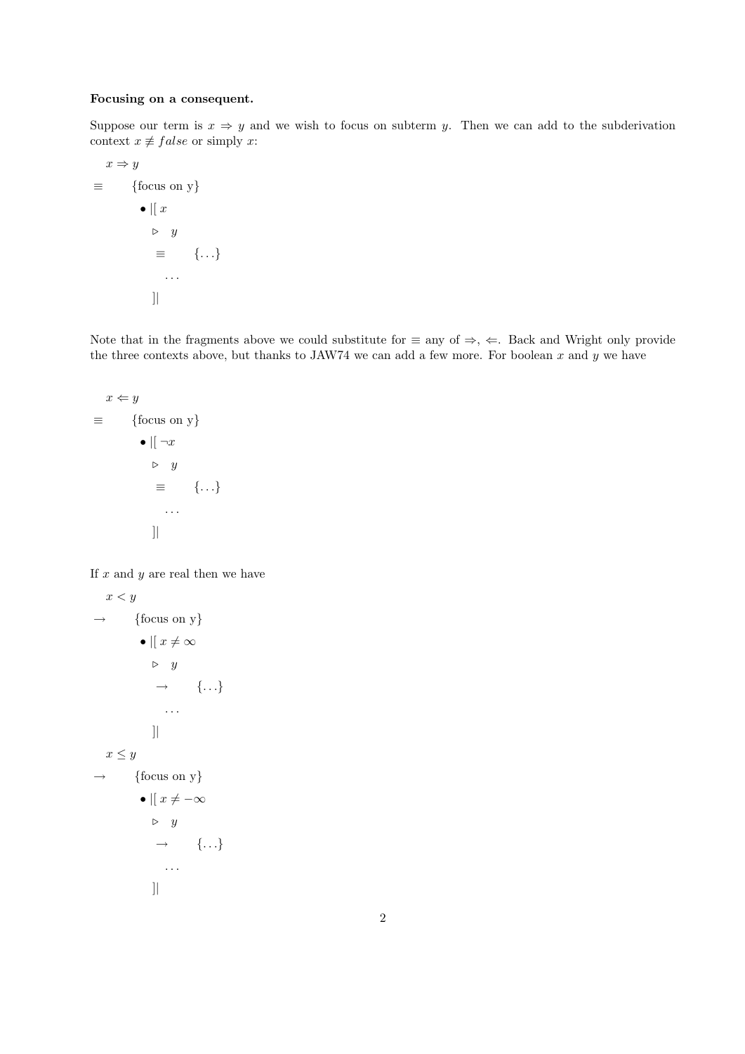**Focusing on a consequent.**

Suppose our term is $x \Rightarrow y$ and we wish to focus on subterm $y$. Then we can add to the subderivation context $x \not\equiv false$ or simply $x$:

$$
\begin{array}{ll}
& x \Rightarrow y \\
\equiv & \quad \{\text{focus on y}\} \\
& \quad \bullet \, |[ \; x \\
& \quad\quad \triangleright \;\; y \\
& \quad\quad \equiv \quad \{\ldots\} \\
& \quad\quad\quad \ldots \\
& \quad\quad ]|
\end{array}
$$

Note that in the fragments above we could substitute for $\equiv$ any of $\Rightarrow$, $\Leftarrow$. Back and Wright only provide the three contexts above, but thanks to JAW74 we can add a few more. For boolean $x$ and $y$ we have

$$
\begin{array}{ll}
& x \Leftarrow y \\
\equiv & \quad \{\text{focus on y}\} \\
& \quad \bullet \, |[ \; \neg x \\
& \quad\quad \triangleright \;\; y \\
& \quad\quad \equiv \quad \{\ldots\} \\
& \quad\quad\quad \ldots \\
& \quad\quad ]|
\end{array}
$$

If $x$ and $y$ are real then we have

$$
\begin{array}{ll}
& x < y \\
\rightarrow & \quad \{\text{focus on y}\} \\
& \quad \bullet \, |[ \; x \neq \infty \\
& \quad\quad \triangleright \;\; y \\
& \quad\quad \rightarrow \quad \{\ldots\} \\
& \quad\quad\quad \ldots \\
& \quad\quad ]|
\end{array}
$$

$$
\begin{array}{ll}
& x \leq y \\
\rightarrow & \quad \{\text{focus on y}\} \\
& \quad \bullet \, |[ \; x \neq -\infty \\
& \quad\quad \triangleright \;\; y \\
& \quad\quad \rightarrow \quad \{\ldots\} \\
& \quad\quad\quad \ldots \\
& \quad\quad ]|
\end{array}
$$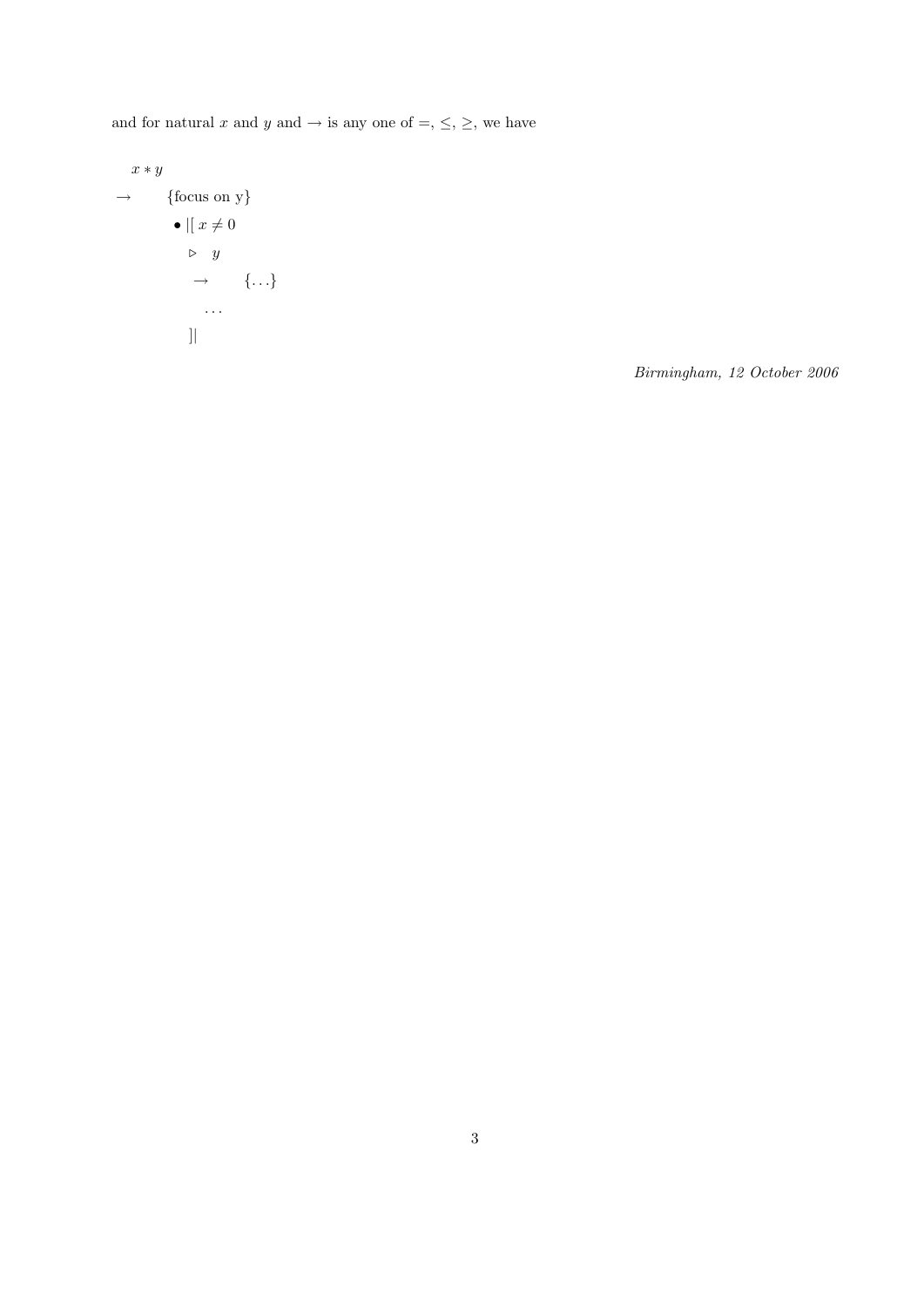and for natural $x$ and $y$ and $\rightarrow$ is any one of $=$, $\leq$, $\geq$, we have

$x * y$

$\rightarrow$ {focus on y}

$\bullet$ $|[$ $x \neq 0$

$\triangleright$ $y$

$\rightarrow$ $\{\ldots\}$

$\ldots$

$]|$

*Birmingham, 12 October 2006*